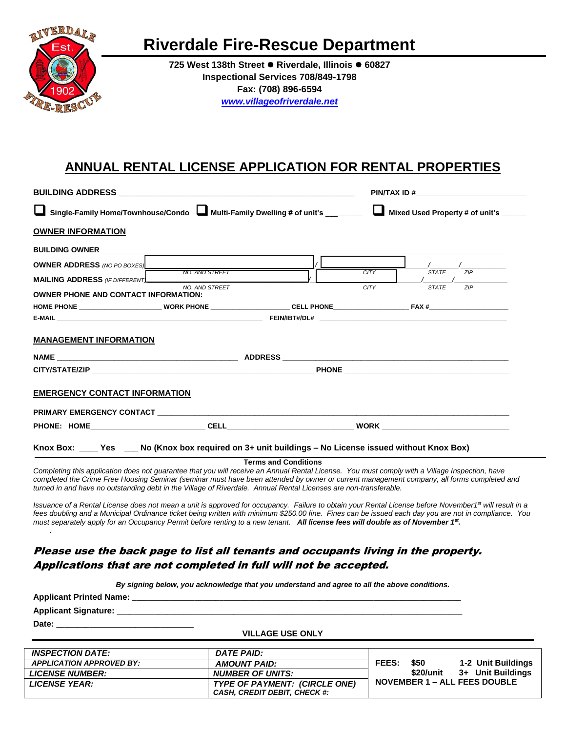# Riverdale Fire-Rescue Department

**725 West 138th Street ● Riverdale, Illinois ● 60827**
**Inspectional Services 708/849-1798**
**Fax: (708) 896-6594**
***www.villageofriverdale.net***

## ANNUAL RENTAL LICENSE APPLICATION FOR RENTAL PROPERTIES

**BUILDING ADDRESS** ______________________________________________ **PIN/TAX ID #**________________________

❑ **Single-Family Home/Townhouse/Condo** ❑ **Multi-Family Dwelling # of unit's** ________ ❑ **Mixed Used Property # of unit's** ______

**OWNER INFORMATION**

**BUILDING OWNER** ______________________________________________________________________________

**OWNER ADDRESS** *(NO PO BOXES)* ____________________ / ____________ / ______ / ______
*NO. AND STREET* *CITY* *STATE* *ZIP*

**MAILING ADDRESS** *(IF DIFFERENT)* ____________________ / ____________ / ______ / ______
*NO. AND STREET* *CITY* *STATE* *ZIP*

**OWNER PHONE AND CONTACT INFORMATION:**

**HOME PHONE** ____________________ **WORK PHONE** ____________________ **CELL PHONE**____________________ **FAX #**____________________

**E-MAIL** __________________________________________________ **FEIN/IBT#/DL#** ____________________________________________

**MANAGEMENT INFORMATION**

**NAME** ________________________________________ **ADDRESS** ________________________________________________

**CITY/STATE/ZIP** ____________________________________________________ **PHONE** ______________________________________

**EMERGENCY CONTACT INFORMATION**

**PRIMARY EMERGENCY CONTACT** ______________________________________________________________________

**PHONE: HOME**__________________________ **CELL**______________________________ **WORK** ______________________________

**Knox Box: ____ Yes ___ No (Knox box required on 3+ unit buildings – No License issued without Knox Box)**

**Terms and Conditions**

*Completing this application does not guarantee that you will receive an Annual Rental License. You must comply with a Village Inspection, have completed the Crime Free Housing Seminar (seminar must have been attended by owner or current management company, all forms completed and turned in and have no outstanding debt in the Village of Riverdale. Annual Rental Licenses are non-transferable.*

*Issuance of a Rental License does not mean a unit is approved for occupancy. Failure to obtain your Rental License before November1st will result in a fees doubling and a Municipal Ordinance ticket being written with minimum $250.00 fine. Fines can be issued each day you are not in compliance. You must separately apply for an Occupancy Permit before renting to a new tenant.* ***All license fees will double as of November 1st.***

***Please use the back page to list all tenants and occupants living in the property. Applications that are not completed in full will not be accepted.***

***By signing below, you acknowledge that you understand and agree to all the above conditions.***

**Applicant Printed Name:** ________________________________________________________________________

**Applicant Signature:** ___________________________________________________________________________

**Date:** ______________________________

**VILLAGE USE ONLY**

| | | |
|---|---|---|
| ***INSPECTION DATE:*** | ***DATE PAID:*** | |
| ***APPLICATION APPROVED BY:*** | ***AMOUNT PAID:*** | **FEES: $50 1-2 Unit Buildings** |
| ***LICENSE NUMBER:*** | ***NUMBER OF UNITS:*** | **$20/unit 3+ Unit Buildings** |
| ***LICENSE YEAR:*** | ***TYPE OF PAYMENT: (CIRCLE ONE) CASH, CREDIT DEBIT, CHECK #:*** | **NOVEMBER 1 – ALL FEES DOUBLE** |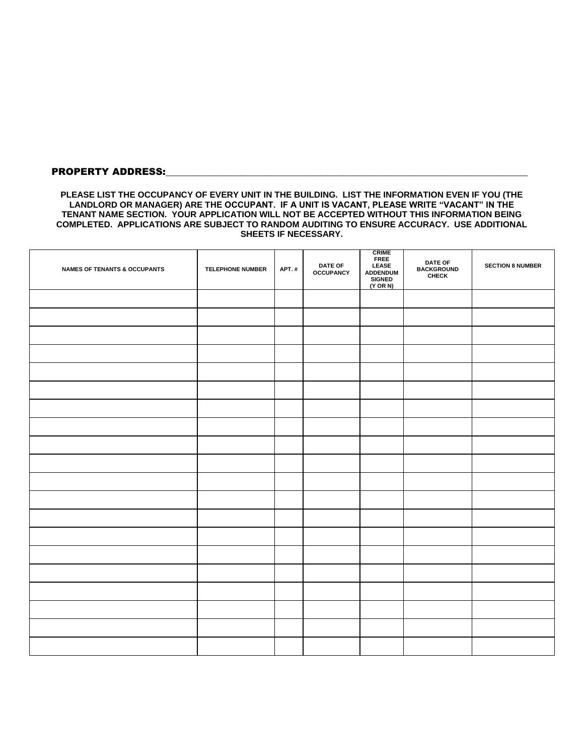**PROPERTY ADDRESS:**\_\_\_\_\_\_\_\_\_\_\_\_\_\_\_\_\_\_\_\_\_\_\_\_\_\_\_\_\_\_\_\_\_\_\_\_\_\_\_\_\_\_\_\_\_\_\_\_\_\_\_\_\_\_\_\_\_\_\_\_\_\_\_\_

**PLEASE LIST THE OCCUPANCY OF EVERY UNIT IN THE BUILDING. LIST THE INFORMATION EVEN IF YOU (THE LANDLORD OR MANAGER) ARE THE OCCUPANT. IF A UNIT IS VACANT, PLEASE WRITE "VACANT" IN THE TENANT NAME SECTION. YOUR APPLICATION WILL NOT BE ACCEPTED WITHOUT THIS INFORMATION BEING COMPLETED. APPLICATIONS ARE SUBJECT TO RANDOM AUDITING TO ENSURE ACCURACY. USE ADDITIONAL SHEETS IF NECESSARY.**

| NAMES OF TENANTS & OCCUPANTS | TELEPHONE NUMBER | APT. # | DATE OF OCCUPANCY | CRIME FREE LEASE ADDENDUM SIGNED (Y OR N) | DATE OF BACKGROUND CHECK | SECTION 8 NUMBER |
|---|---|---|---|---|---|---|
| | | | | | | |
| | | | | | | |
| | | | | | | |
| | | | | | | |
| | | | | | | |
| | | | | | | |
| | | | | | | |
| | | | | | | |
| | | | | | | |
| | | | | | | |
| | | | | | | |
| | | | | | | |
| | | | | | | |
| | | | | | | |
| | | | | | | |
| | | | | | | |
| | | | | | | |
| | | | | | | |
| | | | | | | |
| | | | | | | |